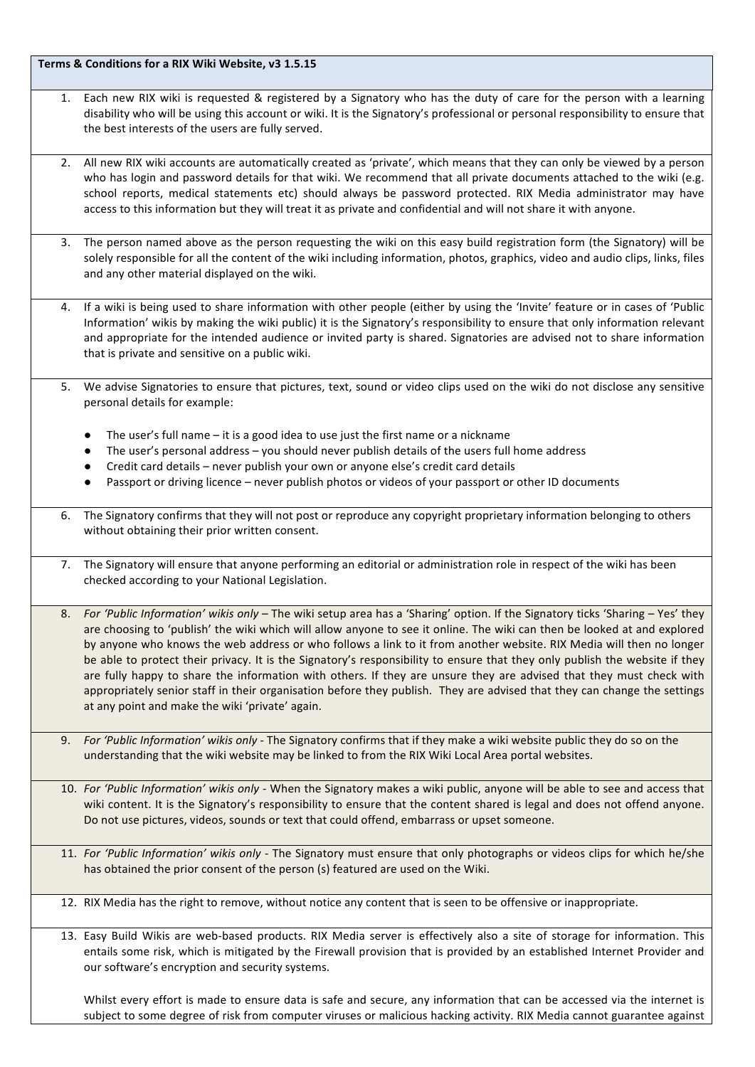**Terms & Conditions for a RIX Wiki Website, v3 1.5.15**

1. Each new RIX wiki is requested & registered by a Signatory who has the duty of care for the person with a learning disability who will be using this account or wiki. It is the Signatory's professional or personal responsibility to ensure that the best interests of the users are fully served.

2. All new RIX wiki accounts are automatically created as 'private', which means that they can only be viewed by a person who has login and password details for that wiki. We recommend that all private documents attached to the wiki (e.g. school reports, medical statements etc) should always be password protected. RIX Media administrator may have access to this information but they will treat it as private and confidential and will not share it with anyone.

3. The person named above as the person requesting the wiki on this easy build registration form (the Signatory) will be solely responsible for all the content of the wiki including information, photos, graphics, video and audio clips, links, files and any other material displayed on the wiki.

4. If a wiki is being used to share information with other people (either by using the 'Invite' feature or in cases of 'Public Information' wikis by making the wiki public) it is the Signatory's responsibility to ensure that only information relevant and appropriate for the intended audience or invited party is shared. Signatories are advised not to share information that is private and sensitive on a public wiki.

5. We advise Signatories to ensure that pictures, text, sound or video clips used on the wiki do not disclose any sensitive personal details for example:

   - The user's full name – it is a good idea to use just the first name or a nickname
   - The user's personal address – you should never publish details of the users full home address
   - Credit card details – never publish your own or anyone else's credit card details
   - Passport or driving licence – never publish photos or videos of your passport or other ID documents

6. The Signatory confirms that they will not post or reproduce any copyright proprietary information belonging to others without obtaining their prior written consent.

7. The Signatory will ensure that anyone performing an editorial or administration role in respect of the wiki has been checked according to your National Legislation.

8. *For 'Public Information' wikis only* – The wiki setup area has a 'Sharing' option. If the Signatory ticks 'Sharing – Yes' they are choosing to 'publish' the wiki which will allow anyone to see it online. The wiki can then be looked at and explored by anyone who knows the web address or who follows a link to it from another website. RIX Media will then no longer be able to protect their privacy. It is the Signatory's responsibility to ensure that they only publish the website if they are fully happy to share the information with others. If they are unsure they are advised that they must check with appropriately senior staff in their organisation before they publish. They are advised that they can change the settings at any point and make the wiki 'private' again.

9. *For 'Public Information' wikis only* - The Signatory confirms that if they make a wiki website public they do so on the understanding that the wiki website may be linked to from the RIX Wiki Local Area portal websites.

10. *For 'Public Information' wikis only* - When the Signatory makes a wiki public, anyone will be able to see and access that wiki content. It is the Signatory's responsibility to ensure that the content shared is legal and does not offend anyone. Do not use pictures, videos, sounds or text that could offend, embarrass or upset someone.

11. *For 'Public Information' wikis only* - The Signatory must ensure that only photographs or videos clips for which he/she has obtained the prior consent of the person (s) featured are used on the Wiki.

12. RIX Media has the right to remove, without notice any content that is seen to be offensive or inappropriate.

13. Easy Build Wikis are web-based products. RIX Media server is effectively also a site of storage for information. This entails some risk, which is mitigated by the Firewall provision that is provided by an established Internet Provider and our software's encryption and security systems.

    Whilst every effort is made to ensure data is safe and secure, any information that can be accessed via the internet is subject to some degree of risk from computer viruses or malicious hacking activity. RIX Media cannot guarantee against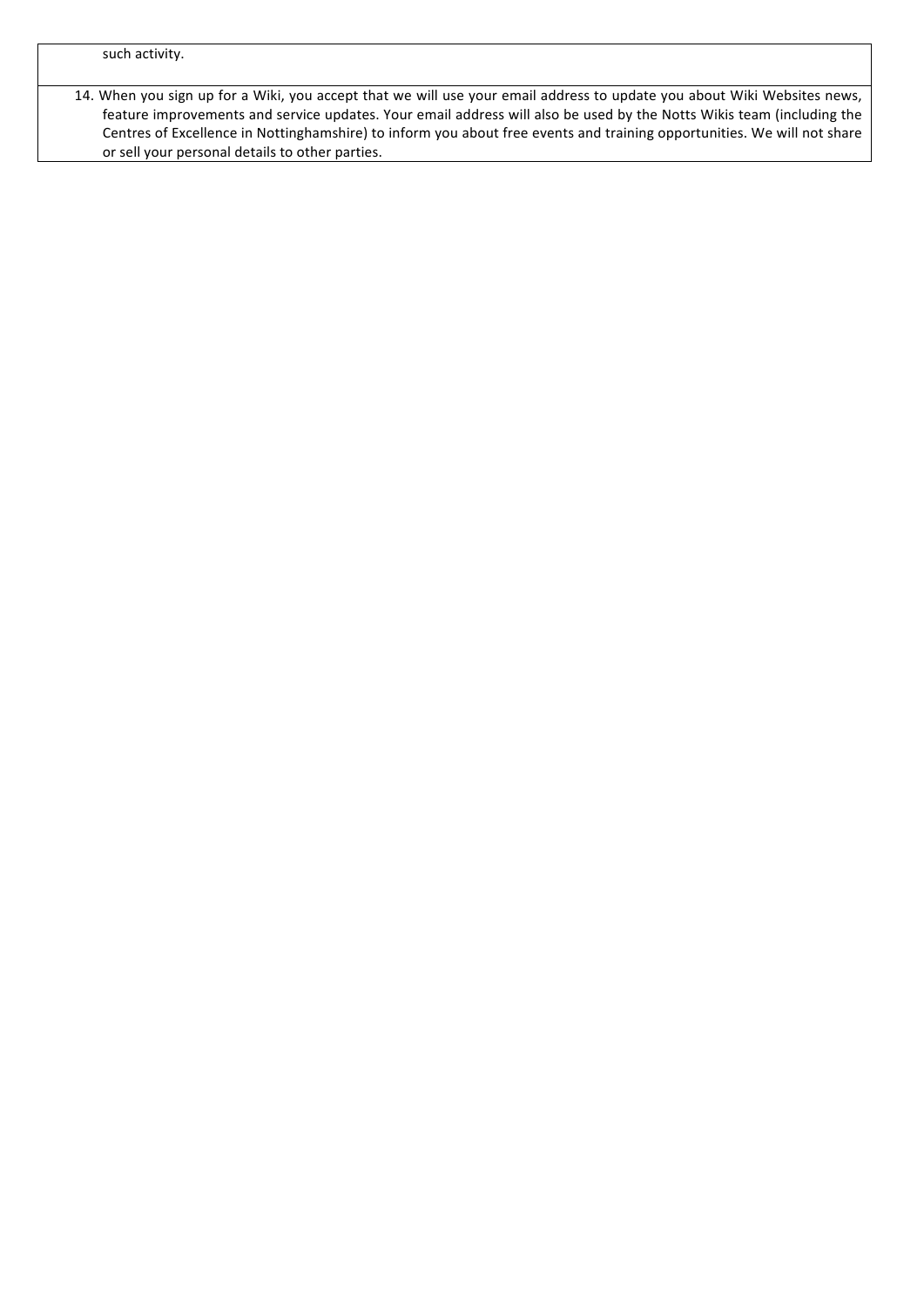such activity.

14. When you sign up for a Wiki, you accept that we will use your email address to update you about Wiki Websites news, feature improvements and service updates. Your email address will also be used by the Notts Wikis team (including the Centres of Excellence in Nottinghamshire) to inform you about free events and training opportunities. We will not share or sell your personal details to other parties.